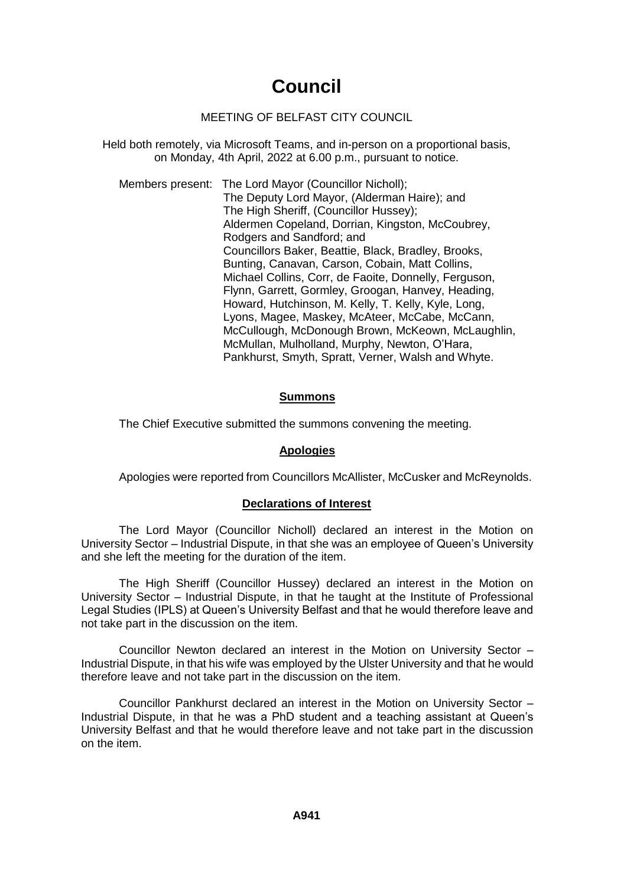# Council

MEETING OF BELFAST CITY COUNCIL

Held both remotely, via Microsoft Teams, and in-person on a proportional basis, on Monday, 4th April, 2022 at 6.00 p.m., pursuant to notice.

Members present: The Lord Mayor (Councillor Nicholl);
The Deputy Lord Mayor, (Alderman Haire); and
The High Sheriff, (Councillor Hussey);
Aldermen Copeland, Dorrian, Kingston, McCoubrey, Rodgers and Sandford; and
Councillors Baker, Beattie, Black, Bradley, Brooks, Bunting, Canavan, Carson, Cobain, Matt Collins, Michael Collins, Corr, de Faoite, Donnelly, Ferguson, Flynn, Garrett, Gormley, Groogan, Hanvey, Heading, Howard, Hutchinson, M. Kelly, T. Kelly, Kyle, Long, Lyons, Magee, Maskey, McAteer, McCabe, McCann, McCullough, McDonough Brown, McKeown, McLaughlin, McMullan, Mulholland, Murphy, Newton, O'Hara, Pankhurst, Smyth, Spratt, Verner, Walsh and Whyte.

## Summons

The Chief Executive submitted the summons convening the meeting.

## Apologies

Apologies were reported from Councillors McAllister, McCusker and McReynolds.

## Declarations of Interest

The Lord Mayor (Councillor Nicholl) declared an interest in the Motion on University Sector – Industrial Dispute, in that she was an employee of Queen's University and she left the meeting for the duration of the item.

The High Sheriff (Councillor Hussey) declared an interest in the Motion on University Sector – Industrial Dispute, in that he taught at the Institute of Professional Legal Studies (IPLS) at Queen's University Belfast and that he would therefore leave and not take part in the discussion on the item.

Councillor Newton declared an interest in the Motion on University Sector – Industrial Dispute, in that his wife was employed by the Ulster University and that he would therefore leave and not take part in the discussion on the item.

Councillor Pankhurst declared an interest in the Motion on University Sector – Industrial Dispute, in that he was a PhD student and a teaching assistant at Queen's University Belfast and that he would therefore leave and not take part in the discussion on the item.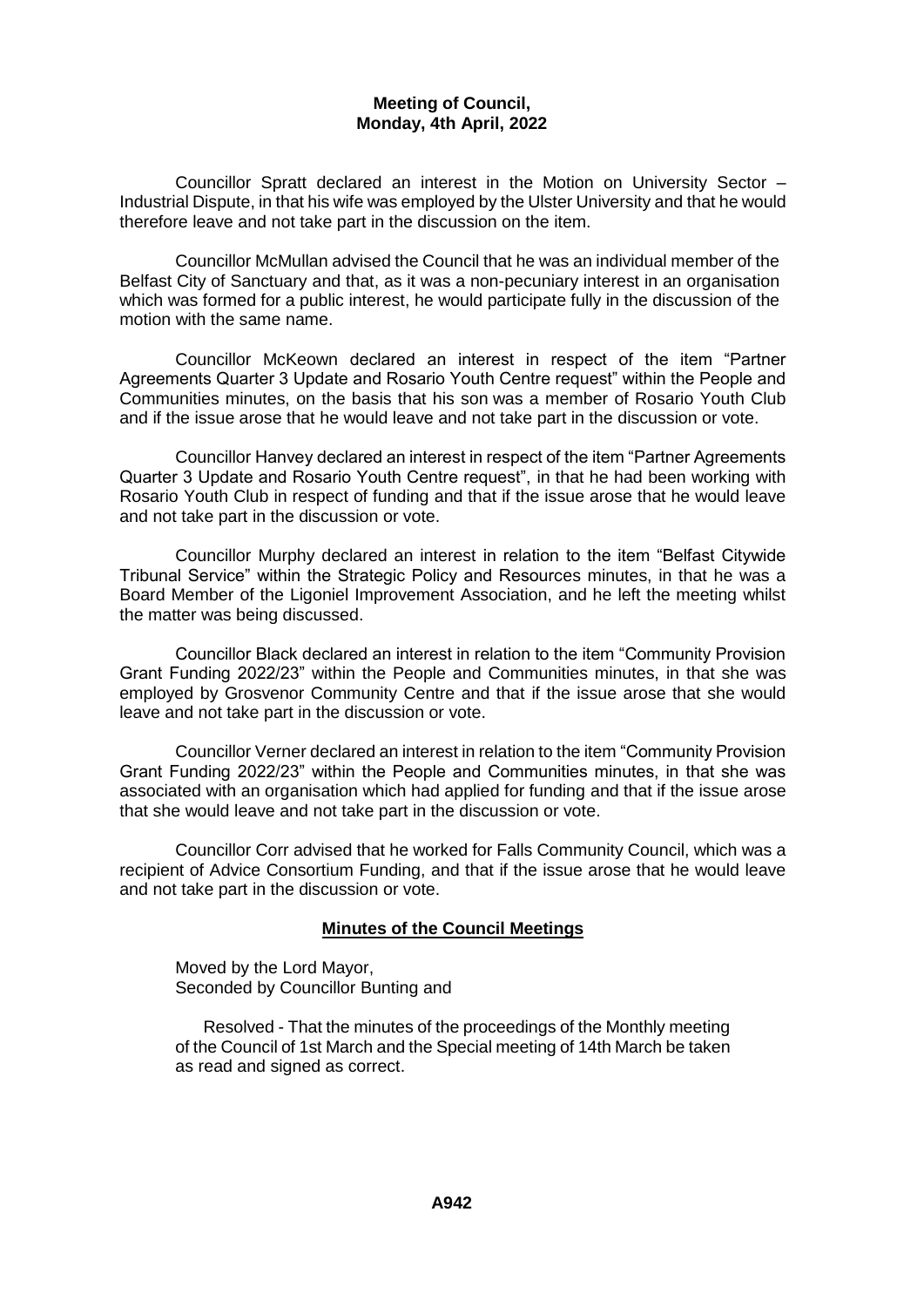**Meeting of Council,**
**Monday, 4th April, 2022**

Councillor Spratt declared an interest in the Motion on University Sector – Industrial Dispute, in that his wife was employed by the Ulster University and that he would therefore leave and not take part in the discussion on the item.

Councillor McMullan advised the Council that he was an individual member of the Belfast City of Sanctuary and that, as it was a non-pecuniary interest in an organisation which was formed for a public interest, he would participate fully in the discussion of the motion with the same name.

Councillor McKeown declared an interest in respect of the item "Partner Agreements Quarter 3 Update and Rosario Youth Centre request" within the People and Communities minutes, on the basis that his son was a member of Rosario Youth Club and if the issue arose that he would leave and not take part in the discussion or vote.

Councillor Hanvey declared an interest in respect of the item "Partner Agreements Quarter 3 Update and Rosario Youth Centre request", in that he had been working with Rosario Youth Club in respect of funding and that if the issue arose that he would leave and not take part in the discussion or vote.

Councillor Murphy declared an interest in relation to the item "Belfast Citywide Tribunal Service" within the Strategic Policy and Resources minutes, in that he was a Board Member of the Ligoniel Improvement Association, and he left the meeting whilst the matter was being discussed.

Councillor Black declared an interest in relation to the item "Community Provision Grant Funding 2022/23" within the People and Communities minutes, in that she was employed by Grosvenor Community Centre and that if the issue arose that she would leave and not take part in the discussion or vote.

Councillor Verner declared an interest in relation to the item "Community Provision Grant Funding 2022/23" within the People and Communities minutes, in that she was associated with an organisation which had applied for funding and that if the issue arose that she would leave and not take part in the discussion or vote.

Councillor Corr advised that he worked for Falls Community Council, which was a recipient of Advice Consortium Funding, and that if the issue arose that he would leave and not take part in the discussion or vote.

## Minutes of the Council Meetings

Moved by the Lord Mayor,
Seconded by Councillor Bunting and

> Resolved - That the minutes of the proceedings of the Monthly meeting of the Council of 1st March and the Special meeting of 14th March be taken as read and signed as correct.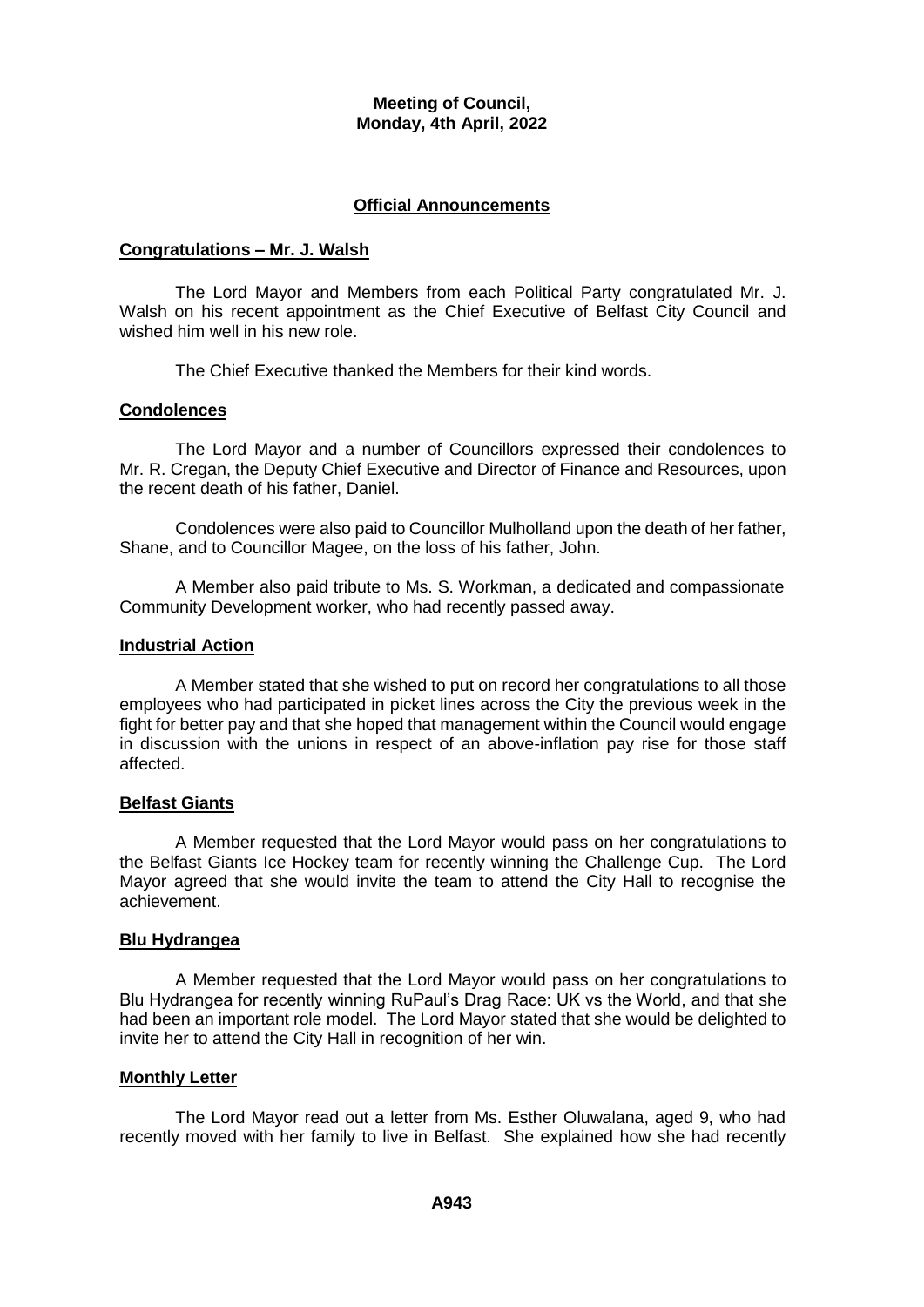**Meeting of Council,**
**Monday, 4th April, 2022**

## Official Announcements

### Congratulations – Mr. J. Walsh

The Lord Mayor and Members from each Political Party congratulated Mr. J. Walsh on his recent appointment as the Chief Executive of Belfast City Council and wished him well in his new role.

The Chief Executive thanked the Members for their kind words.

### Condolences

The Lord Mayor and a number of Councillors expressed their condolences to Mr. R. Cregan, the Deputy Chief Executive and Director of Finance and Resources, upon the recent death of his father, Daniel.

Condolences were also paid to Councillor Mulholland upon the death of her father, Shane, and to Councillor Magee, on the loss of his father, John.

A Member also paid tribute to Ms. S. Workman, a dedicated and compassionate Community Development worker, who had recently passed away.

### Industrial Action

A Member stated that she wished to put on record her congratulations to all those employees who had participated in picket lines across the City the previous week in the fight for better pay and that she hoped that management within the Council would engage in discussion with the unions in respect of an above-inflation pay rise for those staff affected.

### Belfast Giants

A Member requested that the Lord Mayor would pass on her congratulations to the Belfast Giants Ice Hockey team for recently winning the Challenge Cup. The Lord Mayor agreed that she would invite the team to attend the City Hall to recognise the achievement.

### Blu Hydrangea

A Member requested that the Lord Mayor would pass on her congratulations to Blu Hydrangea for recently winning RuPaul's Drag Race: UK vs the World, and that she had been an important role model. The Lord Mayor stated that she would be delighted to invite her to attend the City Hall in recognition of her win.

### Monthly Letter

The Lord Mayor read out a letter from Ms. Esther Oluwalana, aged 9, who had recently moved with her family to live in Belfast. She explained how she had recently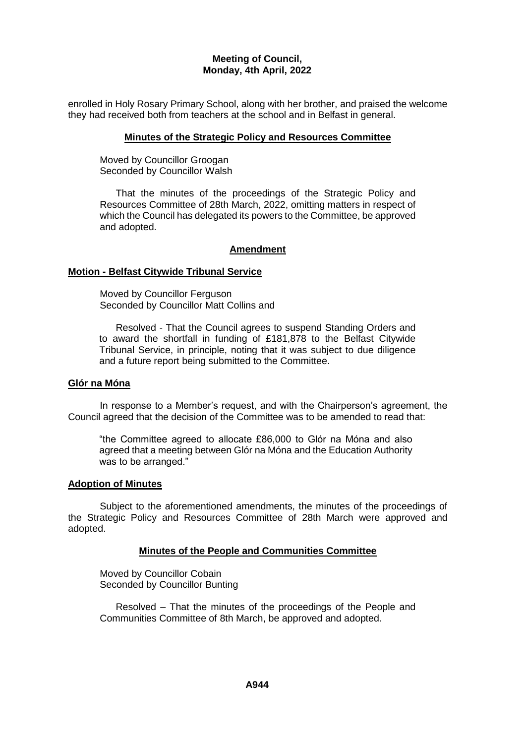enrolled in Holy Rosary Primary School, along with her brother, and praised the welcome they had received both from teachers at the school and in Belfast in general.

## Minutes of the Strategic Policy and Resources Committee

Moved by Councillor Groogan
Seconded by Councillor Walsh

That the minutes of the proceedings of the Strategic Policy and Resources Committee of 28th March, 2022, omitting matters in respect of which the Council has delegated its powers to the Committee, be approved and adopted.

## Amendment

### Motion - Belfast Citywide Tribunal Service

Moved by Councillor Ferguson
Seconded by Councillor Matt Collins and

Resolved - That the Council agrees to suspend Standing Orders and to award the shortfall in funding of £181,878 to the Belfast Citywide Tribunal Service, in principle, noting that it was subject to due diligence and a future report being submitted to the Committee.

### Glór na Móna

In response to a Member's request, and with the Chairperson's agreement, the Council agreed that the decision of the Committee was to be amended to read that:

"the Committee agreed to allocate £86,000 to Glór na Móna and also agreed that a meeting between Glór na Móna and the Education Authority was to be arranged."

### Adoption of Minutes

Subject to the aforementioned amendments, the minutes of the proceedings of the Strategic Policy and Resources Committee of 28th March were approved and adopted.

## Minutes of the People and Communities Committee

Moved by Councillor Cobain
Seconded by Councillor Bunting

Resolved – That the minutes of the proceedings of the People and Communities Committee of 8th March, be approved and adopted.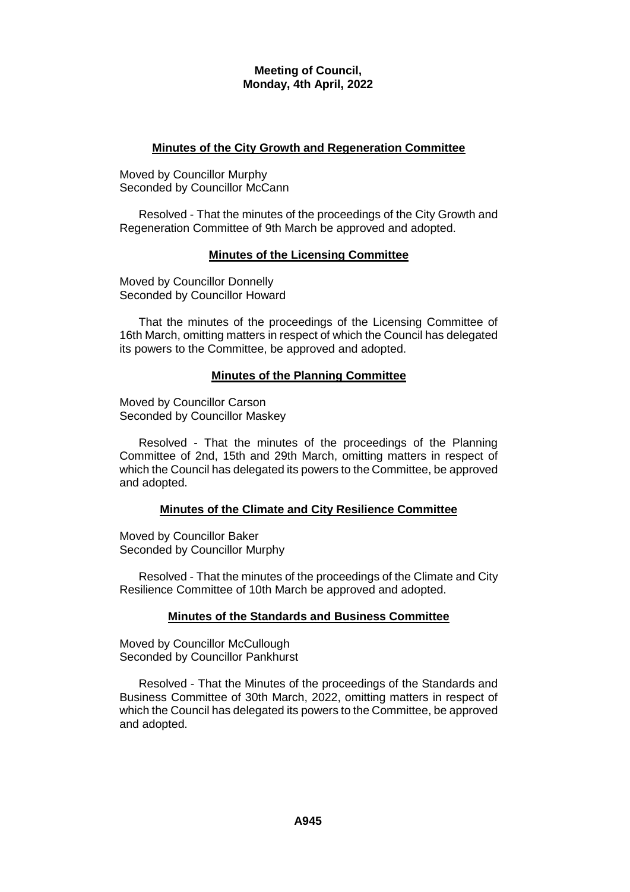**Meeting of Council,**
**Monday, 4th April, 2022**

## Minutes of the City Growth and Regeneration Committee

Moved by Councillor Murphy
Seconded by Councillor McCann

Resolved - That the minutes of the proceedings of the City Growth and Regeneration Committee of 9th March be approved and adopted.

## Minutes of the Licensing Committee

Moved by Councillor Donnelly
Seconded by Councillor Howard

That the minutes of the proceedings of the Licensing Committee of 16th March, omitting matters in respect of which the Council has delegated its powers to the Committee, be approved and adopted.

## Minutes of the Planning Committee

Moved by Councillor Carson
Seconded by Councillor Maskey

Resolved - That the minutes of the proceedings of the Planning Committee of 2nd, 15th and 29th March, omitting matters in respect of which the Council has delegated its powers to the Committee, be approved and adopted.

## Minutes of the Climate and City Resilience Committee

Moved by Councillor Baker
Seconded by Councillor Murphy

Resolved - That the minutes of the proceedings of the Climate and City Resilience Committee of 10th March be approved and adopted.

## Minutes of the Standards and Business Committee

Moved by Councillor McCullough
Seconded by Councillor Pankhurst

Resolved - That the Minutes of the proceedings of the Standards and Business Committee of 30th March, 2022, omitting matters in respect of which the Council has delegated its powers to the Committee, be approved and adopted.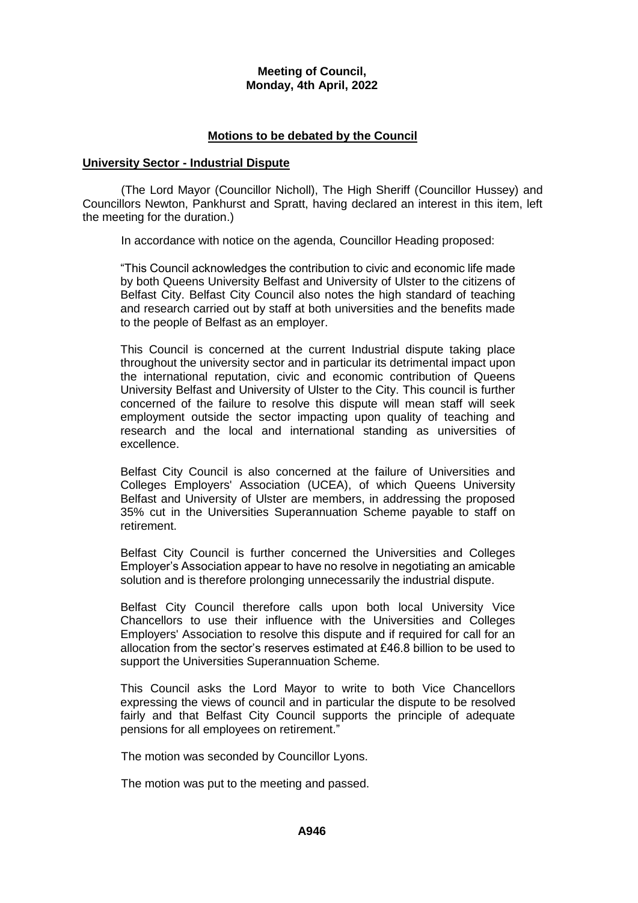**Meeting of Council,**
**Monday, 4th April, 2022**

## Motions to be debated by the Council

### University Sector - Industrial Dispute

(The Lord Mayor (Councillor Nicholl), The High Sheriff (Councillor Hussey) and Councillors Newton, Pankhurst and Spratt, having declared an interest in this item, left the meeting for the duration.)

In accordance with notice on the agenda, Councillor Heading proposed:

> "This Council acknowledges the contribution to civic and economic life made by both Queens University Belfast and University of Ulster to the citizens of Belfast City. Belfast City Council also notes the high standard of teaching and research carried out by staff at both universities and the benefits made to the people of Belfast as an employer.
>
> This Council is concerned at the current Industrial dispute taking place throughout the university sector and in particular its detrimental impact upon the international reputation, civic and economic contribution of Queens University Belfast and University of Ulster to the City. This council is further concerned of the failure to resolve this dispute will mean staff will seek employment outside the sector impacting upon quality of teaching and research and the local and international standing as universities of excellence.
>
> Belfast City Council is also concerned at the failure of Universities and Colleges Employers' Association (UCEA), of which Queens University Belfast and University of Ulster are members, in addressing the proposed 35% cut in the Universities Superannuation Scheme payable to staff on retirement.
>
> Belfast City Council is further concerned the Universities and Colleges Employer's Association appear to have no resolve in negotiating an amicable solution and is therefore prolonging unnecessarily the industrial dispute.
>
> Belfast City Council therefore calls upon both local University Vice Chancellors to use their influence with the Universities and Colleges Employers' Association to resolve this dispute and if required for call for an allocation from the sector's reserves estimated at £46.8 billion to be used to support the Universities Superannuation Scheme.
>
> This Council asks the Lord Mayor to write to both Vice Chancellors expressing the views of council and in particular the dispute to be resolved fairly and that Belfast City Council supports the principle of adequate pensions for all employees on retirement."

The motion was seconded by Councillor Lyons.

The motion was put to the meeting and passed.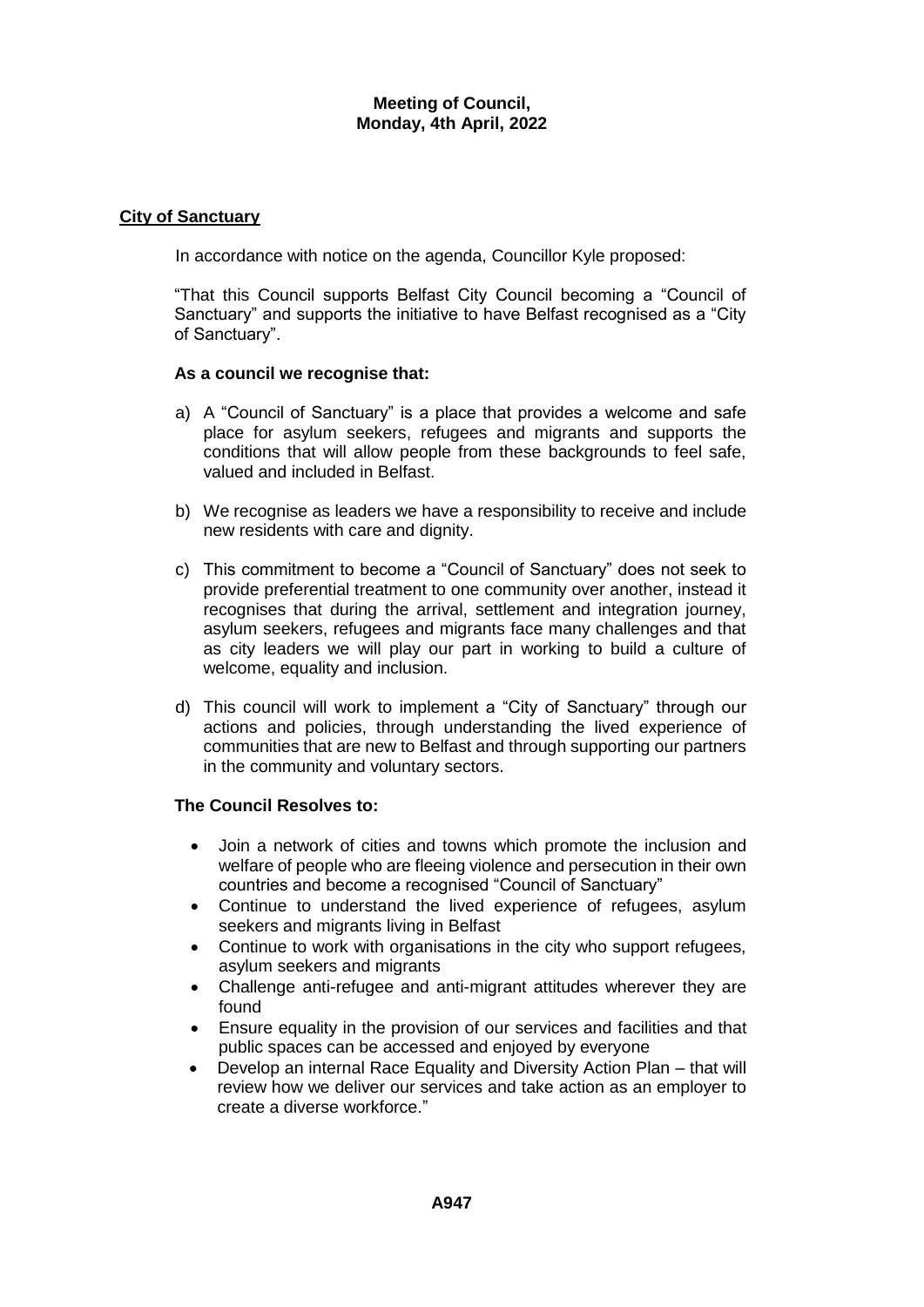**Meeting of Council,**
**Monday, 4th April, 2022**

## City of Sanctuary

In accordance with notice on the agenda, Councillor Kyle proposed:

"That this Council supports Belfast City Council becoming a "Council of Sanctuary" and supports the initiative to have Belfast recognised as a "City of Sanctuary".

**As a council we recognise that:**

a) A "Council of Sanctuary" is a place that provides a welcome and safe place for asylum seekers, refugees and migrants and supports the conditions that will allow people from these backgrounds to feel safe, valued and included in Belfast.

b) We recognise as leaders we have a responsibility to receive and include new residents with care and dignity.

c) This commitment to become a "Council of Sanctuary" does not seek to provide preferential treatment to one community over another, instead it recognises that during the arrival, settlement and integration journey, asylum seekers, refugees and migrants face many challenges and that as city leaders we will play our part in working to build a culture of welcome, equality and inclusion.

d) This council will work to implement a "City of Sanctuary" through our actions and policies, through understanding the lived experience of communities that are new to Belfast and through supporting our partners in the community and voluntary sectors.

**The Council Resolves to:**

- Join a network of cities and towns which promote the inclusion and welfare of people who are fleeing violence and persecution in their own countries and become a recognised "Council of Sanctuary"
- Continue to understand the lived experience of refugees, asylum seekers and migrants living in Belfast
- Continue to work with organisations in the city who support refugees, asylum seekers and migrants
- Challenge anti-refugee and anti-migrant attitudes wherever they are found
- Ensure equality in the provision of our services and facilities and that public spaces can be accessed and enjoyed by everyone
- Develop an internal Race Equality and Diversity Action Plan – that will review how we deliver our services and take action as an employer to create a diverse workforce."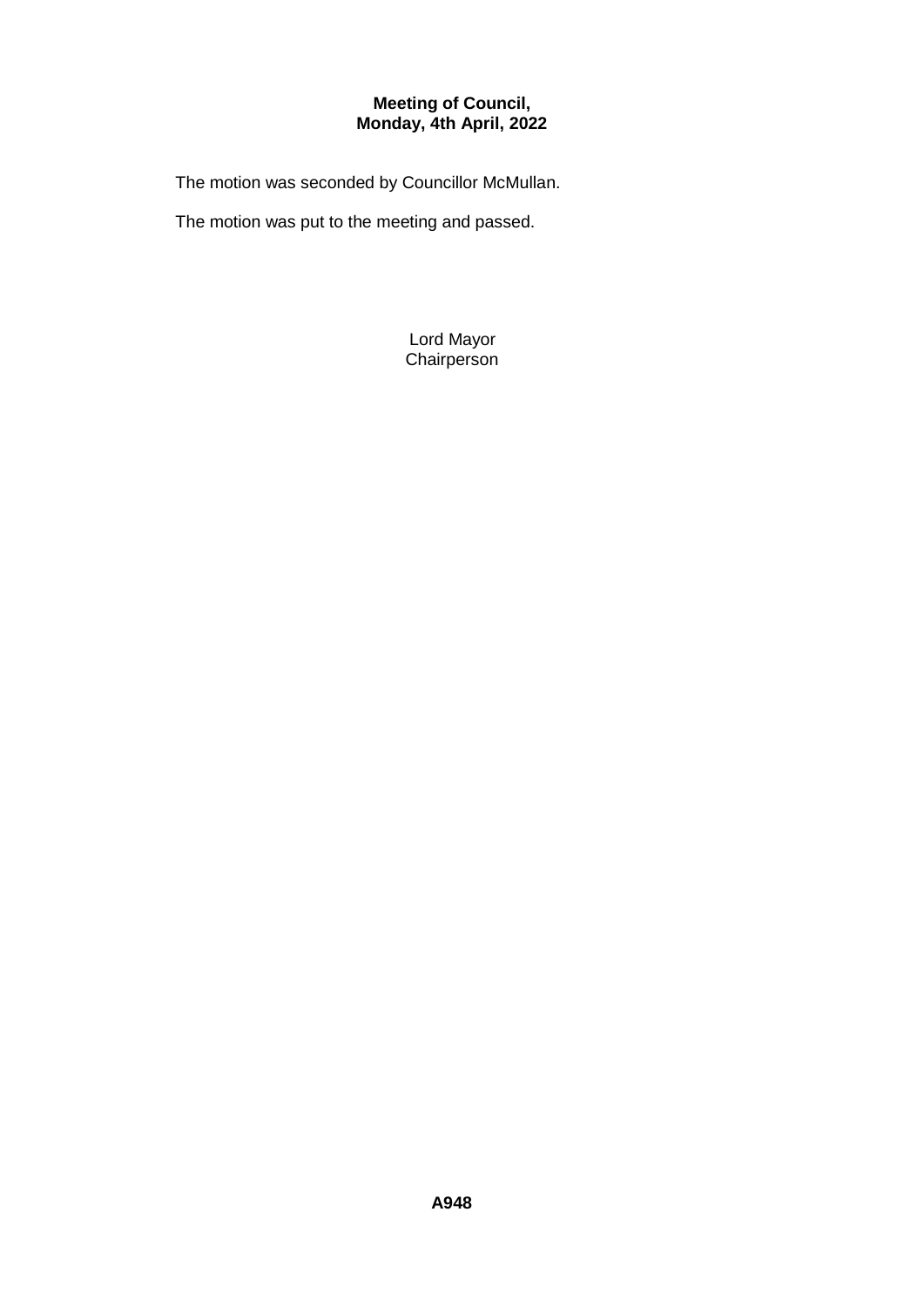The motion was seconded by Councillor McMullan.

The motion was put to the meeting and passed.

Lord Mayor
Chairperson